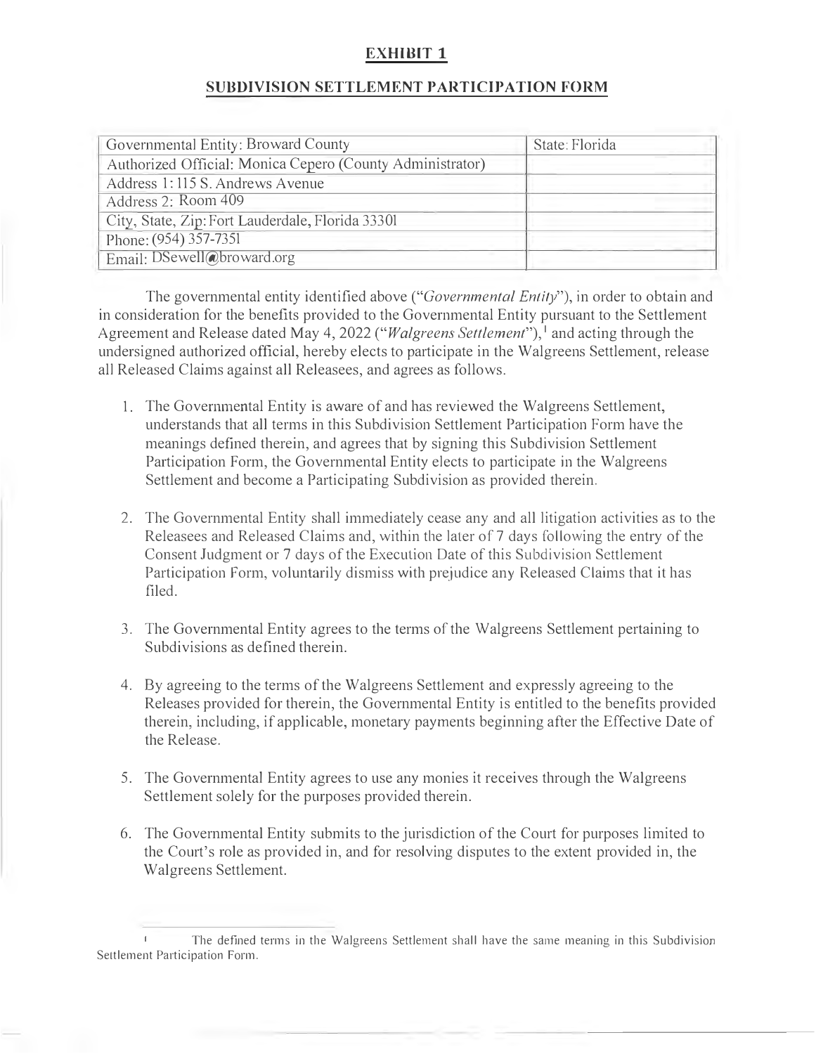# EXHIBIT 1

## SUBDIVISION SETTLEMENT PARTICIPATION FORM

| Governmental Entity: Broward County | State: Florida |
|---|---|
| Authorized Official: Monica Cepero (County Administrator) | |
| Address 1: 115 S. Andrews Avenue | |
| Address 2: Room 409 | |
| City, State, Zip: Fort Lauderdale, Florida 33301 | |
| Phone: (954) 357-7351 | |
| Email: DSewell@broward.org | |

The governmental entity identified above ("*Governmental Entity*"), in order to obtain and in consideration for the benefits provided to the Governmental Entity pursuant to the Settlement Agreement and Release dated May 4, 2022 ("*Walgreens Settlement*"),[1] and acting through the undersigned authorized official, hereby elects to participate in the Walgreens Settlement, release all Released Claims against all Releasees, and agrees as follows.

1. The Governmental Entity is aware of and has reviewed the Walgreens Settlement, understands that all terms in this Subdivision Settlement Participation Form have the meanings defined therein, and agrees that by signing this Subdivision Settlement Participation Form, the Governmental Entity elects to participate in the Walgreens Settlement and become a Participating Subdivision as provided therein.

2. The Governmental Entity shall immediately cease any and all litigation activities as to the Releasees and Released Claims and, within the later of 7 days following the entry of the Consent Judgment or 7 days of the Execution Date of this Subdivision Settlement Participation Form, voluntarily dismiss with prejudice any Released Claims that it has filed.

3. The Governmental Entity agrees to the terms of the Walgreens Settlement pertaining to Subdivisions as defined therein.

4. By agreeing to the terms of the Walgreens Settlement and expressly agreeing to the Releases provided for therein, the Governmental Entity is entitled to the benefits provided therein, including, if applicable, monetary payments beginning after the Effective Date of the Release.

5. The Governmental Entity agrees to use any monies it receives through the Walgreens Settlement solely for the purposes provided therein.

6. The Governmental Entity submits to the jurisdiction of the Court for purposes limited to the Court's role as provided in, and for resolving disputes to the extent provided in, the Walgreens Settlement.

[1] The defined terms in the Walgreens Settlement shall have the same meaning in this Subdivision Settlement Participation Form.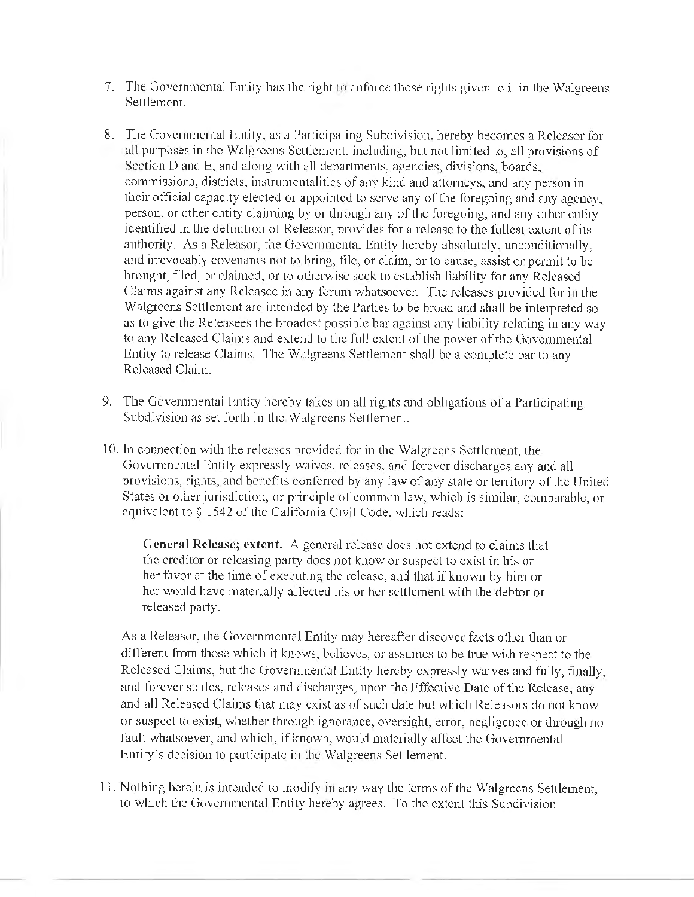7. The Governmental Entity has the right to enforce those rights given to it in the Walgreens Settlement.

8. The Governmental Entity, as a Participating Subdivision, hereby becomes a Releasor for all purposes in the Walgreens Settlement, including, but not limited to, all provisions of Section D and E, and along with all departments, agencies, divisions, boards, commissions, districts, instrumentalities of any kind and attorneys, and any person in their official capacity elected or appointed to serve any of the foregoing and any agency, person, or other entity claiming by or through any of the foregoing, and any other entity identified in the definition of Releasor, provides for a release to the fullest extent of its authority. As a Releasor, the Governmental Entity hereby absolutely, unconditionally, and irrevocably covenants not to bring, file, or claim, or to cause, assist or permit to be brought, filed, or claimed, or to otherwise seek to establish liability for any Released Claims against any Releasee in any forum whatsoever. The releases provided for in the Walgreens Settlement are intended by the Parties to be broad and shall be interpreted so as to give the Releasees the broadest possible bar against any liability relating in any way to any Released Claims and extend to the full extent of the power of the Governmental Entity to release Claims. The Walgreens Settlement shall be a complete bar to any Released Claim.

9. The Governmental Entity hereby takes on all rights and obligations of a Participating Subdivision as set forth in the Walgreens Settlement.

10. In connection with the releases provided for in the Walgreens Settlement, the Governmental Entity expressly waives, releases, and forever discharges any and all provisions, rights, and benefits conferred by any law of any state or territory of the United States or other jurisdiction, or principle of common law, which is similar, comparable, or equivalent to § 1542 of the California Civil Code, which reads:

    **General Release; extent.** A general release does not extend to claims that the creditor or releasing party does not know or suspect to exist in his or her favor at the time of executing the release, and that if known by him or her would have materially affected his or her settlement with the debtor or released party.

    As a Releasor, the Governmental Entity may hereafter discover facts other than or different from those which it knows, believes, or assumes to be true with respect to the Released Claims, but the Governmental Entity hereby expressly waives and fully, finally, and forever settles, releases and discharges, upon the Effective Date of the Release, any and all Released Claims that may exist as of such date but which Releasors do not know or suspect to exist, whether through ignorance, oversight, error, negligence or through no fault whatsoever, and which, if known, would materially affect the Governmental Entity's decision to participate in the Walgreens Settlement.

11. Nothing herein is intended to modify in any way the terms of the Walgreens Settlement, to which the Governmental Entity hereby agrees. To the extent this Subdivision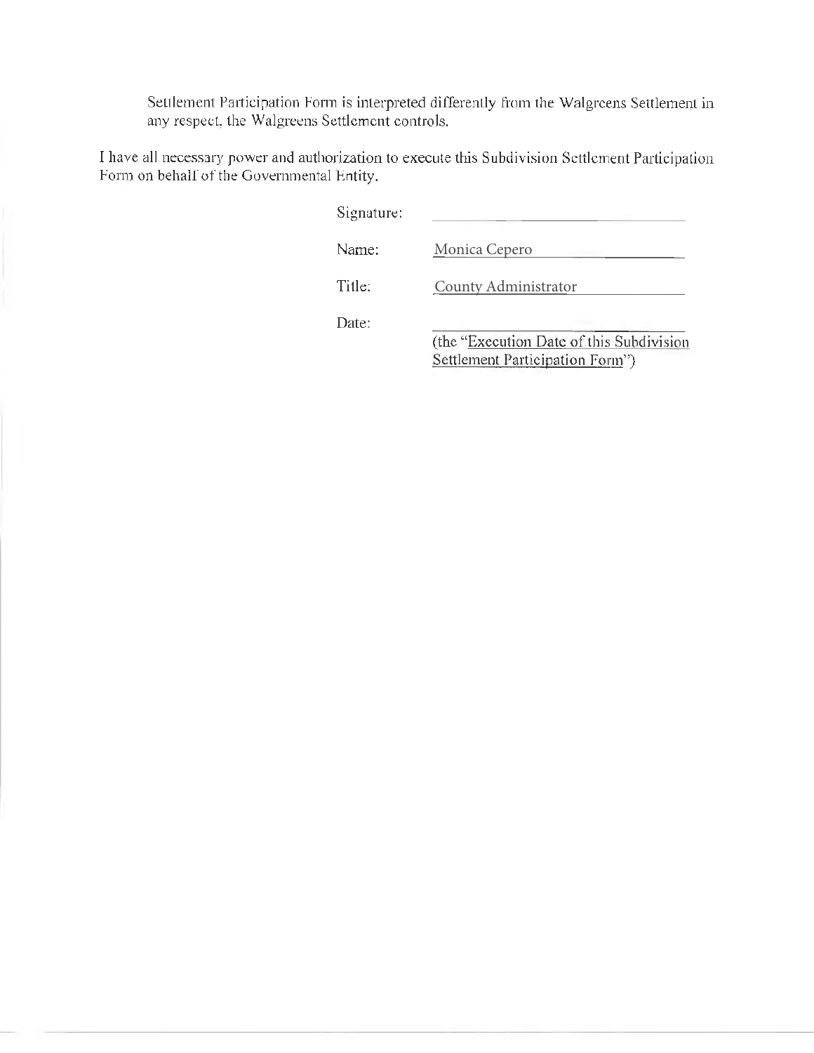Settlement Participation Form is interpreted differently from the Walgreens Settlement in any respect, the Walgreens Settlement controls.

I have all necessary power and authorization to execute this Subdivision Settlement Participation Form on behalf of the Governmental Entity.

Signature: \_\_\_\_\_\_\_\_\_\_\_\_\_\_\_\_\_\_\_\_\_\_\_\_\_\_\_\_

Name: Monica Cepero

Title: County Administrator

Date: \_\_\_\_\_\_\_\_\_\_\_\_\_\_\_\_\_\_\_\_\_\_\_\_\_\_\_\_

(the "Execution Date of this Subdivision Settlement Participation Form")